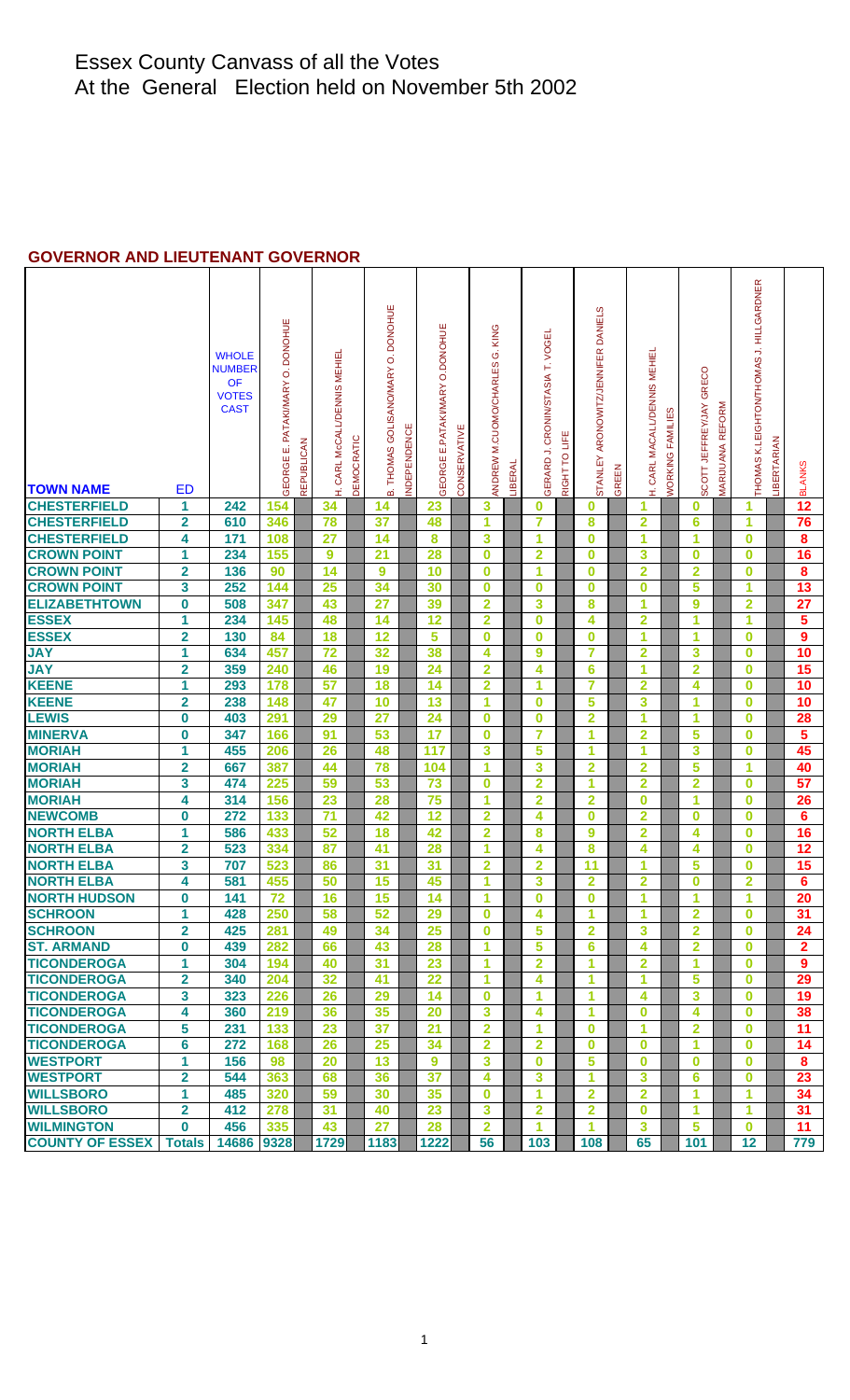# Essex County Canvass of all the Votes
# At the General Election held on November 5th 2002

## GOVERNOR AND LIEUTENANT GOVERNOR

| TOWN NAME | ED | WHOLE NUMBER OF VOTES CAST | GEORGE E. PATAKI/MARY O. DONOHUE | REPUBLICAN | H. CARL McCALL/DENNIS MEHIEL | DEMOCRATIC | B. THOMAS GOLISANO/MARY O. DONOHUE | INDEPENDENCE | GEORGE E PATAKI/MARY O.DONOHUE | CONSERVATIVE | ANDREW M CUOMO/CHARLES G. KING | LIBERAL | GERARD J. CRONIN/STASIA T. VOGEL | RIGHT TO LIFE | STANLEY ARONOWITZ/JENNIFER DANIELS | GREEN | H. CARL MACALL/DENNIS MEHIEL | WORKING FAMILIES | SCOTT JEFFREY/JAY GRECO | MARIJUANA REFORM | THOMAS K.LEIGHTON/THOMAS J. HILLGARDNER | LIBERTARIAN | BLANKS |
|---|---|---|---|---|---|---|---|---|---|---|---|---|---|---|---|---|---|---|---|---|---|---|---|
| CHESTERFIELD | 1 | 242 | 154 | | 34 | | 14 | | 23 | | 3 | | 0 | | 0 | | 1 | | 0 | | 1 | | 12 |
| CHESTERFIELD | 2 | 610 | 346 | | 78 | | 37 | | 48 | | 1 | | 7 | | 8 | | 2 | | 6 | | 1 | | 76 |
| CHESTERFIELD | 4 | 171 | 108 | | 27 | | 14 | | 8 | | 3 | | 1 | | 0 | | 1 | | 1 | | 0 | | 8 |
| CROWN POINT | 1 | 234 | 155 | | 9 | | 21 | | 28 | | 0 | | 2 | | 0 | | 3 | | 0 | | 0 | | 16 |
| CROWN POINT | 2 | 136 | 90 | | 14 | | 9 | | 10 | | 0 | | 1 | | 0 | | 2 | | 2 | | 0 | | 8 |
| CROWN POINT | 3 | 252 | 144 | | 25 | | 34 | | 30 | | 0 | | 0 | | 0 | | 0 | | 5 | | 1 | | 13 |
| ELIZABETHTOWN | 0 | 508 | 347 | | 43 | | 27 | | 39 | | 2 | | 3 | | 8 | | 1 | | 9 | | 2 | | 27 |
| ESSEX | 1 | 234 | 145 | | 48 | | 14 | | 12 | | 2 | | 0 | | 4 | | 2 | | 1 | | 1 | | 5 |
| ESSEX | 2 | 130 | 84 | | 18 | | 12 | | 5 | | 0 | | 0 | | 0 | | 1 | | 1 | | 0 | | 9 |
| JAY | 1 | 634 | 457 | | 72 | | 32 | | 38 | | 4 | | 9 | | 7 | | 2 | | 3 | | 0 | | 10 |
| JAY | 2 | 359 | 240 | | 46 | | 19 | | 24 | | 2 | | 4 | | 6 | | 1 | | 2 | | 0 | | 15 |
| KEENE | 1 | 293 | 178 | | 57 | | 18 | | 14 | | 2 | | 1 | | 7 | | 2 | | 4 | | 0 | | 10 |
| KEENE | 2 | 238 | 148 | | 47 | | 10 | | 13 | | 1 | | 0 | | 5 | | 3 | | 1 | | 0 | | 10 |
| LEWIS | 0 | 403 | 291 | | 29 | | 27 | | 24 | | 0 | | 0 | | 2 | | 1 | | 1 | | 0 | | 28 |
| MINERVA | 0 | 347 | 166 | | 91 | | 53 | | 17 | | 0 | | 7 | | 1 | | 2 | | 5 | | 0 | | 5 |
| MORIAH | 1 | 455 | 206 | | 26 | | 48 | | 117 | | 3 | | 5 | | 1 | | 1 | | 3 | | 0 | | 45 |
| MORIAH | 2 | 667 | 387 | | 44 | | 78 | | 104 | | 1 | | 3 | | 2 | | 2 | | 5 | | 1 | | 40 |
| MORIAH | 3 | 474 | 225 | | 59 | | 53 | | 73 | | 0 | | 2 | | 1 | | 2 | | 2 | | 0 | | 57 |
| MORIAH | 4 | 314 | 156 | | 23 | | 28 | | 75 | | 1 | | 2 | | 2 | | 0 | | 1 | | 0 | | 26 |
| NEWCOMB | 0 | 272 | 133 | | 71 | | 42 | | 12 | | 2 | | 4 | | 0 | | 2 | | 0 | | 0 | | 6 |
| NORTH ELBA | 1 | 586 | 433 | | 52 | | 18 | | 42 | | 2 | | 8 | | 9 | | 2 | | 4 | | 0 | | 16 |
| NORTH ELBA | 2 | 523 | 334 | | 87 | | 41 | | 28 | | 1 | | 4 | | 8 | | 4 | | 4 | | 0 | | 12 |
| NORTH ELBA | 3 | 707 | 523 | | 86 | | 31 | | 31 | | 2 | | 2 | | 11 | | 1 | | 5 | | 0 | | 15 |
| NORTH ELBA | 4 | 581 | 455 | | 50 | | 15 | | 45 | | 1 | | 3 | | 2 | | 2 | | 0 | | 2 | | 6 |
| NORTH HUDSON | 0 | 141 | 72 | | 16 | | 15 | | 14 | | 1 | | 0 | | 0 | | 1 | | 1 | | 1 | | 20 |
| SCHROON | 1 | 428 | 250 | | 58 | | 52 | | 29 | | 0 | | 4 | | 1 | | 1 | | 2 | | 0 | | 31 |
| SCHROON | 2 | 425 | 281 | | 49 | | 34 | | 25 | | 0 | | 5 | | 2 | | 3 | | 2 | | 0 | | 24 |
| ST. ARMAND | 0 | 439 | 282 | | 66 | | 43 | | 28 | | 1 | | 5 | | 6 | | 4 | | 2 | | 0 | | 2 |
| TICONDEROGA | 1 | 304 | 194 | | 40 | | 31 | | 23 | | 1 | | 2 | | 1 | | 2 | | 1 | | 0 | | 9 |
| TICONDEROGA | 2 | 340 | 204 | | 32 | | 41 | | 22 | | 1 | | 4 | | 1 | | 1 | | 5 | | 0 | | 29 |
| TICONDEROGA | 3 | 323 | 226 | | 26 | | 29 | | 14 | | 0 | | 1 | | 1 | | 4 | | 3 | | 0 | | 19 |
| TICONDEROGA | 4 | 360 | 219 | | 36 | | 35 | | 20 | | 3 | | 4 | | 1 | | 0 | | 4 | | 0 | | 38 |
| TICONDEROGA | 5 | 231 | 133 | | 23 | | 37 | | 21 | | 2 | | 1 | | 0 | | 1 | | 2 | | 0 | | 11 |
| TICONDEROGA | 6 | 272 | 168 | | 26 | | 25 | | 34 | | 2 | | 2 | | 0 | | 0 | | 1 | | 0 | | 14 |
| WESTPORT | 1 | 156 | 98 | | 20 | | 13 | | 9 | | 3 | | 0 | | 5 | | 0 | | 0 | | 0 | | 8 |
| WESTPORT | 2 | 544 | 363 | | 68 | | 36 | | 37 | | 4 | | 3 | | 1 | | 3 | | 6 | | 0 | | 23 |
| WILLSBORO | 1 | 485 | 320 | | 59 | | 30 | | 35 | | 0 | | 1 | | 2 | | 2 | | 1 | | 1 | | 34 |
| WILLSBORO | 2 | 412 | 278 | | 31 | | 40 | | 23 | | 3 | | 2 | | 2 | | 0 | | 1 | | 1 | | 31 |
| WILMINGTON | 0 | 456 | 335 | | 43 | | 27 | | 28 | | 2 | | 1 | | 1 | | 3 | | 5 | | 0 | | 11 |
| COUNTY OF ESSEX | Totals | 14686 | 9328 | | 1729 | | 1183 | | 1222 | | 56 | | 103 | | 108 | | 65 | | 101 | | 12 | | 779 |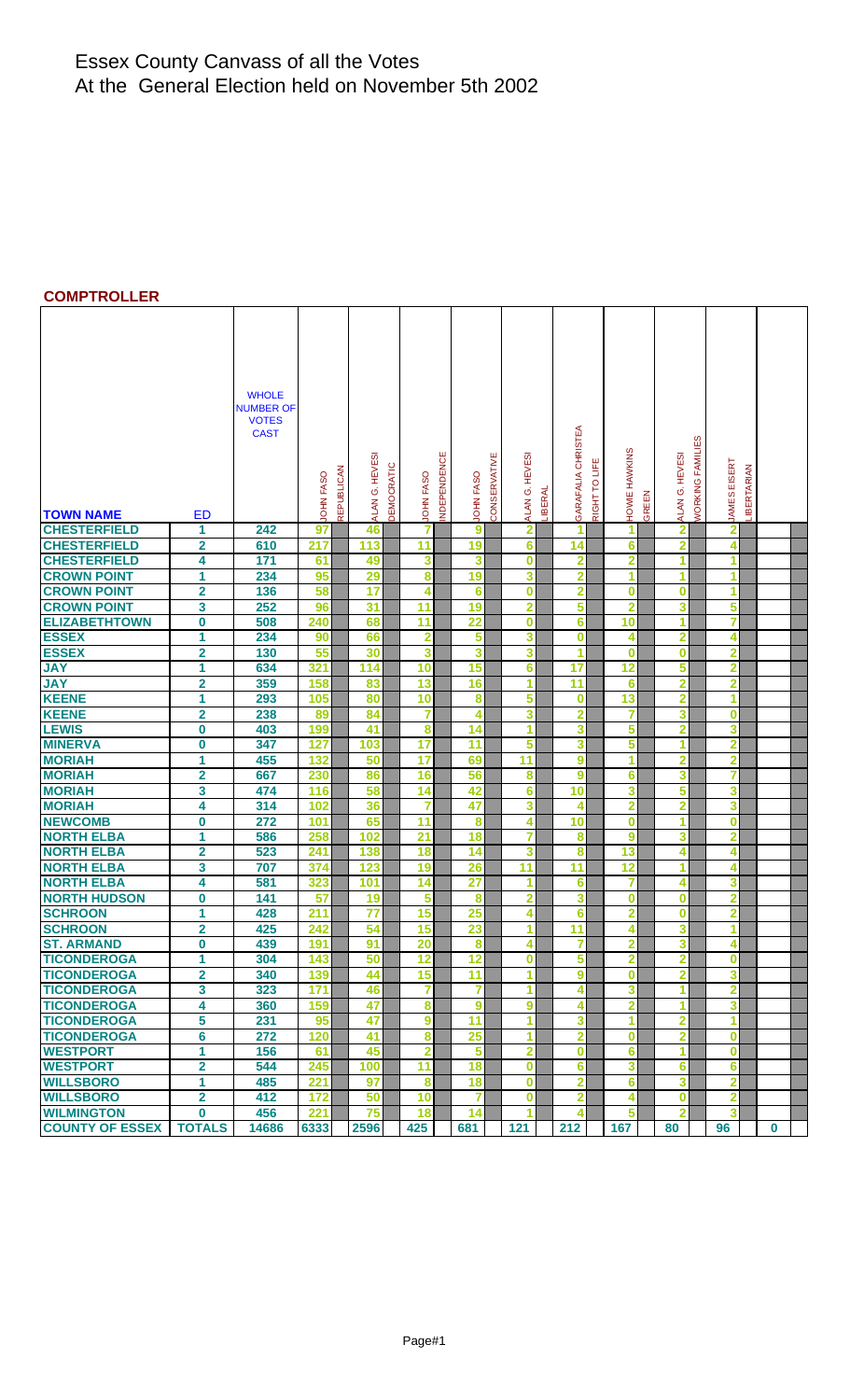# Essex County Canvass of all the Votes
# At the General Election held on November 5th 2002

## COMPTROLLER

| TOWN NAME | ED | WHOLE NUMBER OF VOTES CAST | JOHN FASO REPUBLICAN | ALAN G. HEVESI DEMOCRATIC | JOHN FASO INDEPENDENCE | JOHN FASO CONSERVATIVE | ALAN G. HEVESI LIBERAL | GARAFALIA CHRISTEA RIGHT TO LIFE | HOWIE HAWKINS GREEN | ALAN G. HEVESI WORKING FAMILIES | JAMES EISERT LIBERTARIAN | |
|---|---|---|---|---|---|---|---|---|---|---|---|---|
| CHESTERFIELD | 1 | 242 | 97 | 46 | 7 | 9 | 2 | 1 | 1 | 2 | 2 | |
| CHESTERFIELD | 2 | 610 | 217 | 113 | 11 | 19 | 6 | 14 | 6 | 2 | 4 | |
| CHESTERFIELD | 4 | 171 | 61 | 49 | 3 | 3 | 0 | 2 | 2 | 1 | 1 | |
| CROWN POINT | 1 | 234 | 95 | 29 | 8 | 19 | 3 | 2 | 1 | 1 | 1 | |
| CROWN POINT | 2 | 136 | 58 | 17 | 4 | 6 | 0 | 2 | 0 | 0 | 1 | |
| CROWN POINT | 3 | 252 | 96 | 31 | 11 | 19 | 2 | 5 | 2 | 3 | 5 | |
| ELIZABETHTOWN | 0 | 508 | 240 | 68 | 11 | 22 | 0 | 6 | 10 | 1 | 7 | |
| ESSEX | 1 | 234 | 90 | 66 | 2 | 5 | 3 | 0 | 4 | 2 | 4 | |
| ESSEX | 2 | 130 | 55 | 30 | 3 | 3 | 3 | 1 | 0 | 0 | 2 | |
| JAY | 1 | 634 | 321 | 114 | 10 | 15 | 6 | 17 | 12 | 5 | 2 | |
| JAY | 2 | 359 | 158 | 83 | 13 | 16 | 1 | 11 | 6 | 2 | 2 | |
| KEENE | 1 | 293 | 105 | 80 | 10 | 8 | 5 | 0 | 13 | 2 | 1 | |
| KEENE | 2 | 238 | 89 | 84 | 7 | 4 | 3 | 2 | 7 | 3 | 0 | |
| LEWIS | 0 | 403 | 199 | 41 | 8 | 14 | 1 | 3 | 5 | 2 | 3 | |
| MINERVA | 0 | 347 | 127 | 103 | 17 | 11 | 5 | 3 | 5 | 1 | 2 | |
| MORIAH | 1 | 455 | 132 | 50 | 17 | 69 | 11 | 9 | 1 | 2 | 2 | |
| MORIAH | 2 | 667 | 230 | 86 | 16 | 56 | 8 | 9 | 6 | 3 | 7 | |
| MORIAH | 3 | 474 | 116 | 58 | 14 | 42 | 6 | 10 | 3 | 5 | 3 | |
| MORIAH | 4 | 314 | 102 | 36 | 7 | 47 | 3 | 4 | 2 | 2 | 3 | |
| NEWCOMB | 0 | 272 | 101 | 65 | 11 | 8 | 4 | 10 | 0 | 1 | 0 | |
| NORTH ELBA | 1 | 586 | 258 | 102 | 21 | 18 | 7 | 8 | 9 | 3 | 2 | |
| NORTH ELBA | 2 | 523 | 241 | 138 | 18 | 14 | 3 | 8 | 13 | 4 | 4 | |
| NORTH ELBA | 3 | 707 | 374 | 123 | 19 | 26 | 11 | 11 | 12 | 1 | 4 | |
| NORTH ELBA | 4 | 581 | 323 | 101 | 14 | 27 | 1 | 6 | 7 | 4 | 3 | |
| NORTH HUDSON | 0 | 141 | 57 | 19 | 5 | 8 | 2 | 3 | 0 | 0 | 2 | |
| SCHROON | 1 | 428 | 211 | 77 | 15 | 25 | 4 | 6 | 2 | 0 | 2 | |
| SCHROON | 2 | 425 | 242 | 54 | 15 | 23 | 1 | 11 | 4 | 3 | 1 | |
| ST. ARMAND | 0 | 439 | 191 | 91 | 20 | 8 | 4 | 7 | 2 | 3 | 4 | |
| TICONDEROGA | 1 | 304 | 143 | 50 | 12 | 12 | 0 | 5 | 2 | 2 | 0 | |
| TICONDEROGA | 2 | 340 | 139 | 44 | 15 | 11 | 1 | 9 | 0 | 2 | 3 | |
| TICONDEROGA | 3 | 323 | 171 | 46 | 7 | 7 | 1 | 4 | 3 | 1 | 2 | |
| TICONDEROGA | 4 | 360 | 159 | 47 | 8 | 9 | 9 | 4 | 2 | 1 | 3 | |
| TICONDEROGA | 5 | 231 | 95 | 47 | 9 | 11 | 1 | 3 | 1 | 2 | 1 | |
| TICONDEROGA | 6 | 272 | 120 | 41 | 8 | 25 | 1 | 2 | 0 | 2 | 0 | |
| WESTPORT | 1 | 156 | 61 | 45 | 2 | 5 | 2 | 0 | 6 | 1 | 0 | |
| WESTPORT | 2 | 544 | 245 | 100 | 11 | 18 | 0 | 6 | 3 | 6 | 6 | |
| WILLSBORO | 1 | 485 | 221 | 97 | 8 | 18 | 0 | 2 | 6 | 3 | 2 | |
| WILLSBORO | 2 | 412 | 172 | 50 | 10 | 7 | 0 | 2 | 4 | 0 | 2 | |
| WILMINGTON | 0 | 456 | 221 | 75 | 18 | 14 | 1 | 4 | 5 | 2 | 3 | |
| COUNTY OF ESSEX | TOTALS | 14686 | 6333 | 2596 | 425 | 681 | 121 | 212 | 167 | 80 | 96 | 0 |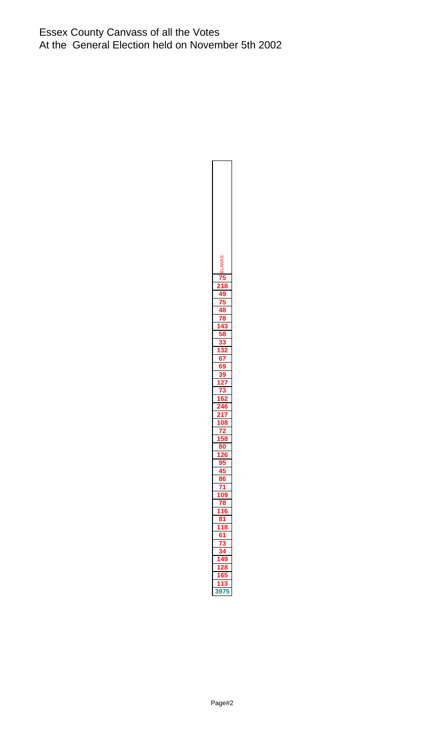Essex County Canvass of all the Votes
At the General Election held on November 5th 2002

| BLANKS |
| --- |
| 75 |
| 218 |
| 49 |
| 75 |
| 48 |
| 78 |
| 143 |
| 58 |
| 33 |
| 132 |
| 67 |
| 69 |
| 39 |
| 127 |
| 73 |
| 162 |
| 246 |
| 217 |
| 108 |
| 72 |
| 158 |
| 80 |
| 126 |
| 95 |
| 45 |
| 86 |
| 71 |
| 109 |
| 78 |
| 116 |
| 81 |
| 118 |
| 61 |
| 73 |
| 34 |
| 149 |
| 128 |
| 165 |
| 113 |
| 3975 |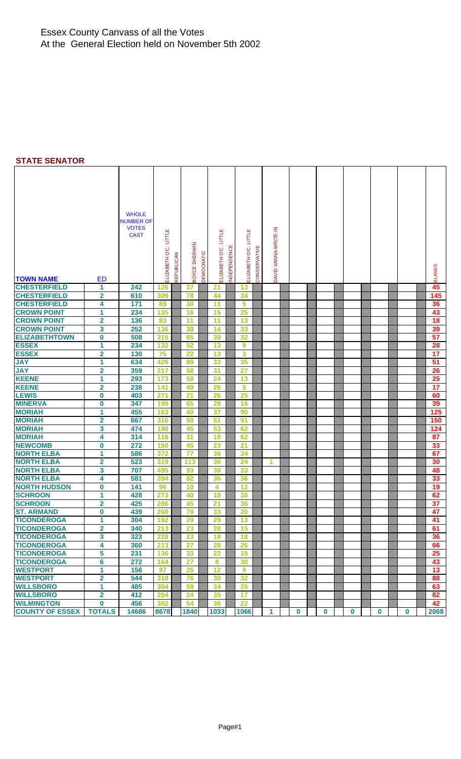Essex County Canvass of all the Votes
At the General Election held on November 5th 2002

## STATE SENATOR

| TOWN NAME | ED | WHOLE NUMBER OF VOTES CAST | ELIZABETH O'C. LITTLE | REPUBLICAN | BOYCE SHERWIN | DEMOCRATIC | ELIZABETH O'C. LITTLE | INDEPENDENCE | ELIZABETH O'C. LITTLE | CONSERVATIVE | DAVID VANNA-WRITE-IN | | | | | | | | | | | | | BLANKS |
|---|---|---|---|---|---|---|---|---|---|---|---|---|---|---|---|---|---|---|---|---|---|---|---|---|
| CHESTERFIELD | 1 | 242 | 126 | | 37 | | 21 | | 13 | | | | | | | | | | | | | | | 45 |
| CHESTERFIELD | 2 | 610 | 309 | | 78 | | 44 | | 34 | | | | | | | | | | | | | | | 145 |
| CHESTERFIELD | 4 | 171 | 89 | | 30 | | 11 | | 5 | | | | | | | | | | | | | | | 36 |
| CROWN POINT | 1 | 234 | 135 | | 16 | | 15 | | 25 | | | | | | | | | | | | | | | 43 |
| CROWN POINT | 2 | 136 | 83 | | 11 | | 11 | | 13 | | | | | | | | | | | | | | | 18 |
| CROWN POINT | 3 | 252 | 136 | | 30 | | 14 | | 33 | | | | | | | | | | | | | | | 39 |
| ELIZABETHTOWN | 0 | 508 | 315 | | 65 | | 39 | | 32 | | | | | | | | | | | | | | | 57 |
| ESSEX | 1 | 234 | 132 | | 52 | | 13 | | 9 | | | | | | | | | | | | | | | 28 |
| ESSEX | 2 | 130 | 75 | | 22 | | 13 | | 3 | | | | | | | | | | | | | | | 17 |
| JAY | 1 | 634 | 426 | | 89 | | 33 | | 35 | | | | | | | | | | | | | | | 51 |
| JAY | 2 | 359 | 217 | | 58 | | 31 | | 27 | | | | | | | | | | | | | | | 26 |
| KEENE | 1 | 293 | 173 | | 58 | | 24 | | 13 | | | | | | | | | | | | | | | 25 |
| KEENE | 2 | 238 | 141 | | 49 | | 26 | | 5 | | | | | | | | | | | | | | | 17 |
| LEWIS | 0 | 403 | 271 | | 21 | | 26 | | 25 | | | | | | | | | | | | | | | 60 |
| MINERVA | 0 | 347 | 199 | | 65 | | 28 | | 16 | | | | | | | | | | | | | | | 39 |
| MORIAH | 1 | 455 | 163 | | 40 | | 37 | | 90 | | | | | | | | | | | | | | | 125 |
| MORIAH | 2 | 667 | 316 | | 59 | | 51 | | 91 | | | | | | | | | | | | | | | 150 |
| MORIAH | 3 | 474 | 190 | | 45 | | 53 | | 62 | | | | | | | | | | | | | | | 124 |
| MORIAH | 4 | 314 | 116 | | 31 | | 18 | | 62 | | | | | | | | | | | | | | | 87 |
| NEWCOMB | 0 | 272 | 150 | | 45 | | 23 | | 21 | | | | | | | | | | | | | | | 33 |
| NORTH ELBA | 1 | 586 | 372 | | 77 | | 36 | | 34 | | | | | | | | | | | | | | | 67 |
| NORTH ELBA | 2 | 523 | 319 | | 113 | | 36 | | 24 | | 1 | | | | | | | | | | | | | 30 |
| NORTH ELBA | 3 | 707 | 495 | | 93 | | 38 | | 33 | | | | | | | | | | | | | | | 48 |
| NORTH ELBA | 4 | 581 | 394 | | 82 | | 36 | | 36 | | | | | | | | | | | | | | | 33 |
| NORTH HUDSON | 0 | 141 | 96 | | 10 | | 4 | | 12 | | | | | | | | | | | | | | | 19 |
| SCHROON | 1 | 428 | 273 | | 40 | | 18 | | 35 | | | | | | | | | | | | | | | 62 |
| SCHROON | 2 | 425 | 286 | | 45 | | 21 | | 36 | | | | | | | | | | | | | | | 37 |
| ST. ARMAND | 0 | 439 | 260 | | 79 | | 33 | | 20 | | | | | | | | | | | | | | | 47 |
| TICONDEROGA | 1 | 304 | 192 | | 29 | | 29 | | 13 | | | | | | | | | | | | | | | 41 |
| TICONDEROGA | 2 | 340 | 213 | | 23 | | 28 | | 15 | | | | | | | | | | | | | | | 61 |
| TICONDEROGA | 3 | 323 | 228 | | 23 | | 18 | | 18 | | | | | | | | | | | | | | | 36 |
| TICONDEROGA | 4 | 360 | 213 | | 27 | | 28 | | 26 | | | | | | | | | | | | | | | 66 |
| TICONDEROGA | 5 | 231 | 136 | | 33 | | 22 | | 15 | | | | | | | | | | | | | | | 25 |
| TICONDEROGA | 6 | 272 | 164 | | 27 | | 8 | | 30 | | | | | | | | | | | | | | | 43 |
| WESTPORT | 1 | 156 | 97 | | 25 | | 12 | | 9 | | | | | | | | | | | | | | | 13 |
| WESTPORT | 2 | 544 | 318 | | 76 | | 30 | | 32 | | | | | | | | | | | | | | | 88 |
| WILLSBORO | 1 | 485 | 304 | | 59 | | 34 | | 25 | | | | | | | | | | | | | | | 63 |
| WILLSBORO | 2 | 412 | 254 | | 24 | | 35 | | 17 | | | | | | | | | | | | | | | 82 |
| WILMINGTON | 0 | 456 | 302 | | 54 | | 36 | | 22 | | | | | | | | | | | | | | | 42 |
| COUNTY OF ESSEX | TOTALS | 14686 | 8678 | | 1840 | | 1033 | | 1066 | | 1 | | 0 | | 0 | | 0 | | 0 | | 0 | | | 2068 |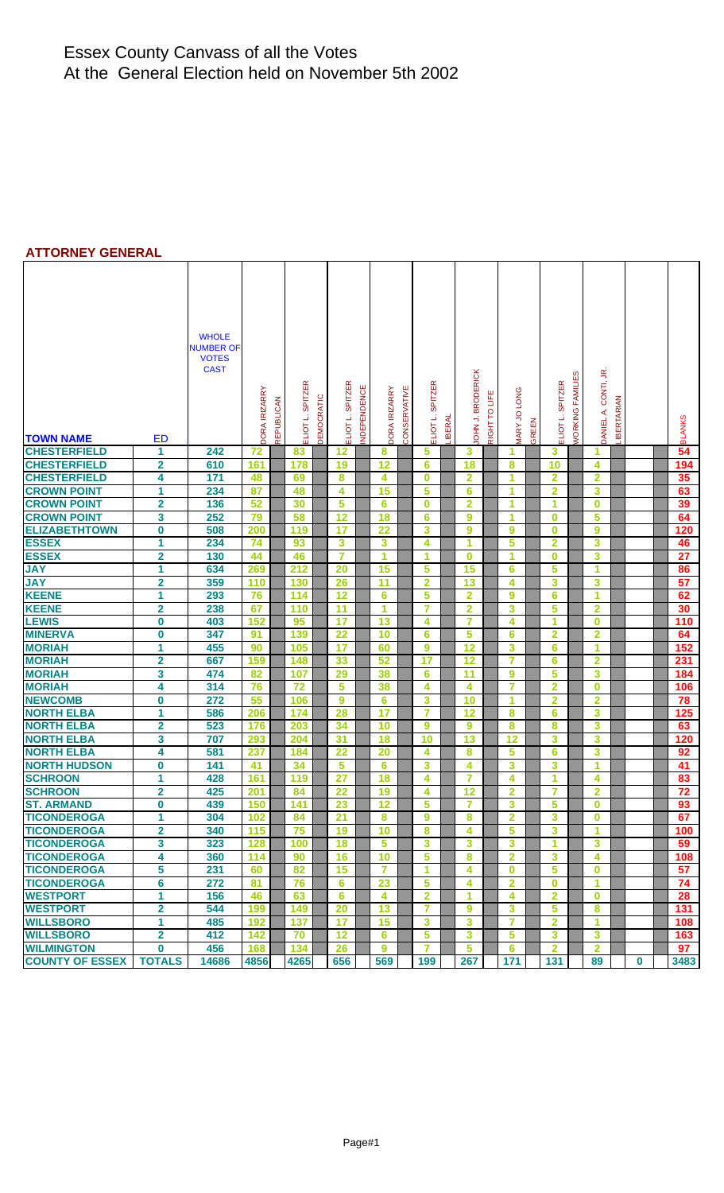# Essex County Canvass of all the Votes
At the General Election held on November 5th 2002

## ATTORNEY GENERAL

| TOWN NAME | ED | WHOLE NUMBER OF VOTES CAST | DORA IRIZARRY REPUBLICAN | ELIOT L. SPITZER DEMOCRATIC | ELIOT L. SPITZER INDEPENDENCE | DORA IRIZARRY CONSERVATIVE | ELIOT L. SPITZER LIBERAL | JOHN J. BRODERICK RIGHT TO LIFE | MARY JO LONG GREEN | ELIOT L. SPITZER WORKING FAMILIES | DANIEL A. CONTI, JR. LIBERTARIAN | | BLANKS |
|---|---|---|---|---|---|---|---|---|---|---|---|---|---|
| CHESTERFIELD | 1 | 242 | 72 | 83 | 12 | 8 | 5 | 3 | 1 | 3 | 1 | | 54 |
| CHESTERFIELD | 2 | 610 | 161 | 178 | 19 | 12 | 6 | 18 | 8 | 10 | 4 | | 194 |
| CHESTERFIELD | 4 | 171 | 48 | 69 | 8 | 4 | 0 | 2 | 1 | 2 | 2 | | 35 |
| CROWN POINT | 1 | 234 | 87 | 48 | 4 | 15 | 5 | 6 | 1 | 2 | 3 | | 63 |
| CROWN POINT | 2 | 136 | 52 | 30 | 5 | 6 | 0 | 2 | 1 | 1 | 0 | | 39 |
| CROWN POINT | 3 | 252 | 79 | 58 | 12 | 18 | 6 | 9 | 1 | 0 | 5 | | 64 |
| ELIZABETHTOWN | 0 | 508 | 200 | 119 | 17 | 22 | 3 | 9 | 9 | 0 | 9 | | 120 |
| ESSEX | 1 | 234 | 74 | 93 | 3 | 3 | 4 | 1 | 5 | 2 | 3 | | 46 |
| ESSEX | 2 | 130 | 44 | 46 | 7 | 1 | 1 | 0 | 1 | 0 | 3 | | 27 |
| JAY | 1 | 634 | 269 | 212 | 20 | 15 | 5 | 15 | 6 | 5 | 1 | | 86 |
| JAY | 2 | 359 | 110 | 130 | 26 | 11 | 2 | 13 | 4 | 3 | 3 | | 57 |
| KEENE | 1 | 293 | 76 | 114 | 12 | 6 | 5 | 2 | 9 | 6 | 1 | | 62 |
| KEENE | 2 | 238 | 67 | 110 | 11 | 1 | 7 | 2 | 3 | 5 | 2 | | 30 |
| LEWIS | 0 | 403 | 152 | 95 | 17 | 13 | 4 | 7 | 4 | 1 | 0 | | 110 |
| MINERVA | 0 | 347 | 91 | 139 | 22 | 10 | 6 | 5 | 6 | 2 | 2 | | 64 |
| MORIAH | 1 | 455 | 90 | 105 | 17 | 60 | 9 | 12 | 3 | 6 | 1 | | 152 |
| MORIAH | 2 | 667 | 159 | 148 | 33 | 52 | 17 | 12 | 7 | 6 | 2 | | 231 |
| MORIAH | 3 | 474 | 82 | 107 | 29 | 38 | 6 | 11 | 9 | 5 | 3 | | 184 |
| MORIAH | 4 | 314 | 76 | 72 | 5 | 38 | 4 | 4 | 7 | 2 | 0 | | 106 |
| NEWCOMB | 0 | 272 | 55 | 106 | 9 | 6 | 3 | 10 | 1 | 2 | 2 | | 78 |
| NORTH ELBA | 1 | 586 | 206 | 174 | 28 | 17 | 7 | 12 | 8 | 6 | 3 | | 125 |
| NORTH ELBA | 2 | 523 | 176 | 203 | 34 | 10 | 9 | 9 | 8 | 8 | 3 | | 63 |
| NORTH ELBA | 3 | 707 | 293 | 204 | 31 | 18 | 10 | 13 | 12 | 3 | 3 | | 120 |
| NORTH ELBA | 4 | 581 | 237 | 184 | 22 | 20 | 4 | 8 | 5 | 6 | 3 | | 92 |
| NORTH HUDSON | 0 | 141 | 41 | 34 | 5 | 6 | 3 | 4 | 3 | 3 | 1 | | 41 |
| SCHROON | 1 | 428 | 161 | 119 | 27 | 18 | 4 | 7 | 4 | 1 | 4 | | 83 |
| SCHROON | 2 | 425 | 201 | 84 | 22 | 19 | 4 | 12 | 2 | 7 | 2 | | 72 |
| ST. ARMAND | 0 | 439 | 150 | 141 | 23 | 12 | 5 | 7 | 3 | 5 | 0 | | 93 |
| TICONDEROGA | 1 | 304 | 102 | 84 | 21 | 8 | 9 | 8 | 2 | 3 | 0 | | 67 |
| TICONDEROGA | 2 | 340 | 115 | 75 | 19 | 10 | 8 | 4 | 5 | 3 | 1 | | 100 |
| TICONDEROGA | 3 | 323 | 128 | 100 | 18 | 5 | 3 | 3 | 3 | 1 | 3 | | 59 |
| TICONDEROGA | 4 | 360 | 114 | 90 | 16 | 10 | 5 | 8 | 2 | 3 | 4 | | 108 |
| TICONDEROGA | 5 | 231 | 60 | 82 | 15 | 7 | 1 | 4 | 0 | 5 | 0 | | 57 |
| TICONDEROGA | 6 | 272 | 81 | 76 | 6 | 23 | 5 | 4 | 2 | 0 | 1 | | 74 |
| WESTPORT | 1 | 156 | 46 | 63 | 6 | 4 | 2 | 1 | 4 | 2 | 0 | | 28 |
| WESTPORT | 2 | 544 | 199 | 149 | 20 | 13 | 7 | 9 | 3 | 5 | 8 | | 131 |
| WILLSBORO | 1 | 485 | 192 | 137 | 17 | 15 | 3 | 3 | 7 | 2 | 1 | | 108 |
| WILLSBORO | 2 | 412 | 142 | 70 | 12 | 6 | 5 | 3 | 5 | 3 | 3 | | 163 |
| WILMINGTON | 0 | 456 | 168 | 134 | 26 | 9 | 7 | 5 | 6 | 2 | 2 | | 97 |
| COUNTY OF ESSEX | TOTALS | 14686 | 4856 | 4265 | 656 | 569 | 199 | 267 | 171 | 131 | 89 | 0 | 3483 |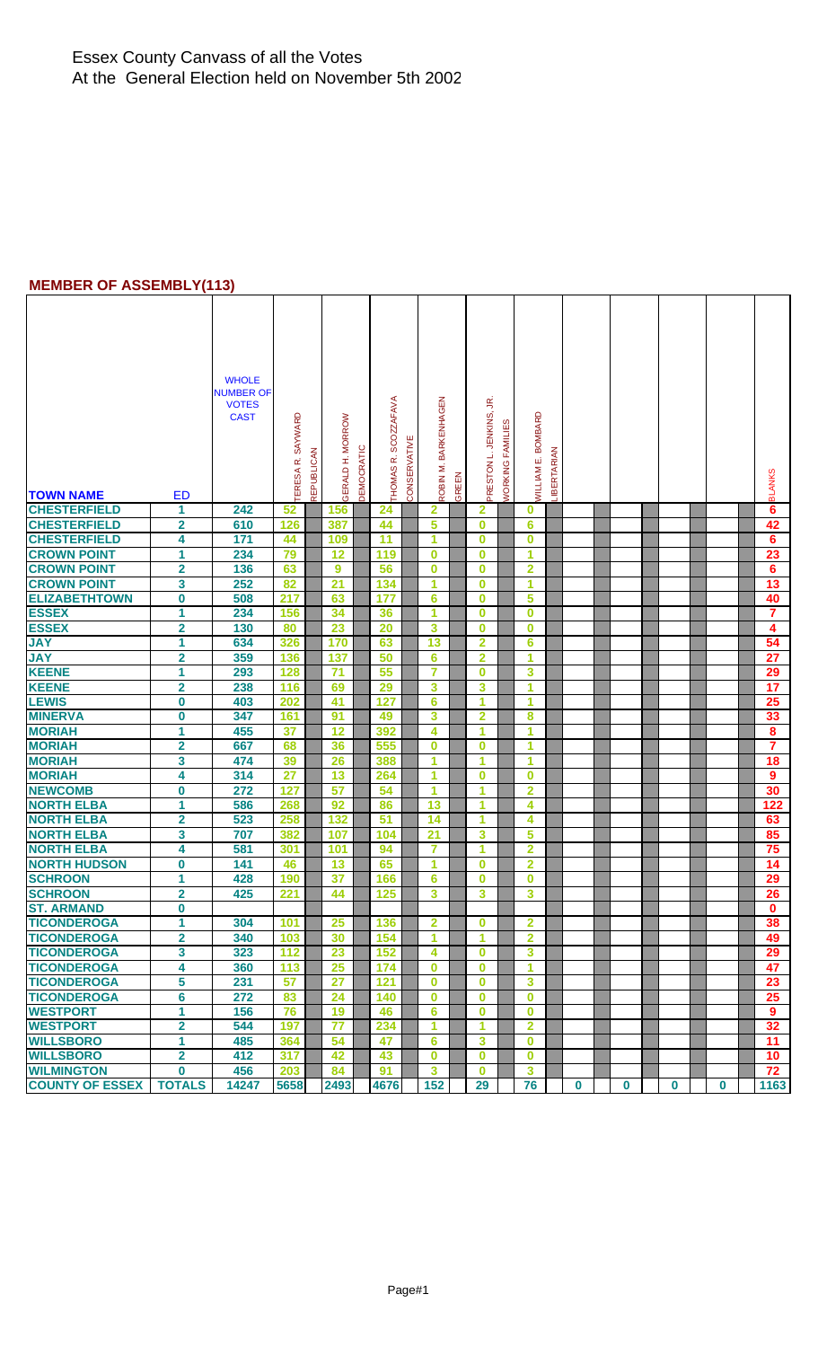Essex County Canvass of all the Votes
At the General Election held on November 5th 2002

## MEMBER OF ASSEMBLY(113)

| TOWN NAME | ED | WHOLE NUMBER OF VOTES CAST | TERESA R. SAYWARD | REPUBLICAN | GERALD H. MORROW | DEMOCRATIC | THOMAS R. SCOZZAFAVA | CONSERVATIVE | ROBIN M. BARKENHAGEN | GREEN | PRESTON L. JENKINS, JR. | WORKING FAMILIES | WILLIAM E. BOMBARD | LIBERTARIAN | | | | | | | | | BLANKS |
|---|---|---|---|---|---|---|---|---|---|---|---|---|---|---|---|---|---|---|---|---|---|---|---|
| CHESTERFIELD | 1 | 242 | 52 | | 156 | | 24 | | 2 | | 2 | | 0 | | | | | | | | | | 6 |
| CHESTERFIELD | 2 | 610 | 126 | | 387 | | 44 | | 5 | | 0 | | 6 | | | | | | | | | | 42 |
| CHESTERFIELD | 4 | 171 | 44 | | 109 | | 11 | | 1 | | 0 | | 0 | | | | | | | | | | 6 |
| CROWN POINT | 1 | 234 | 79 | | 12 | | 119 | | 0 | | 0 | | 1 | | | | | | | | | | 23 |
| CROWN POINT | 2 | 136 | 63 | | 9 | | 56 | | 0 | | 0 | | 2 | | | | | | | | | | 6 |
| CROWN POINT | 3 | 252 | 82 | | 21 | | 134 | | 1 | | 0 | | 1 | | | | | | | | | | 13 |
| ELIZABETHTOWN | 0 | 508 | 217 | | 63 | | 177 | | 6 | | 0 | | 5 | | | | | | | | | | 40 |
| ESSEX | 1 | 234 | 156 | | 34 | | 36 | | 1 | | 0 | | 0 | | | | | | | | | | 7 |
| ESSEX | 2 | 130 | 80 | | 23 | | 20 | | 3 | | 0 | | 0 | | | | | | | | | | 4 |
| JAY | 1 | 634 | 326 | | 170 | | 63 | | 13 | | 2 | | 6 | | | | | | | | | | 54 |
| JAY | 2 | 359 | 136 | | 137 | | 50 | | 6 | | 2 | | 1 | | | | | | | | | | 27 |
| KEENE | 1 | 293 | 128 | | 71 | | 55 | | 7 | | 0 | | 3 | | | | | | | | | | 29 |
| KEENE | 2 | 238 | 116 | | 69 | | 29 | | 3 | | 3 | | 1 | | | | | | | | | | 17 |
| LEWIS | 0 | 403 | 202 | | 41 | | 127 | | 6 | | 1 | | 1 | | | | | | | | | | 25 |
| MINERVA | 0 | 347 | 161 | | 91 | | 49 | | 3 | | 2 | | 8 | | | | | | | | | | 33 |
| MORIAH | 1 | 455 | 37 | | 12 | | 392 | | 4 | | 1 | | 1 | | | | | | | | | | 8 |
| MORIAH | 2 | 667 | 68 | | 36 | | 555 | | 0 | | 0 | | 1 | | | | | | | | | | 7 |
| MORIAH | 3 | 474 | 39 | | 26 | | 388 | | 1 | | 1 | | 1 | | | | | | | | | | 18 |
| MORIAH | 4 | 314 | 27 | | 13 | | 264 | | 1 | | 0 | | 0 | | | | | | | | | | 9 |
| NEWCOMB | 0 | 272 | 127 | | 57 | | 54 | | 1 | | 1 | | 2 | | | | | | | | | | 30 |
| NORTH ELBA | 1 | 586 | 268 | | 92 | | 86 | | 13 | | 1 | | 4 | | | | | | | | | | 122 |
| NORTH ELBA | 2 | 523 | 258 | | 132 | | 51 | | 14 | | 1 | | 4 | | | | | | | | | | 63 |
| NORTH ELBA | 3 | 707 | 382 | | 107 | | 104 | | 21 | | 3 | | 5 | | | | | | | | | | 85 |
| NORTH ELBA | 4 | 581 | 301 | | 101 | | 94 | | 7 | | 1 | | 2 | | | | | | | | | | 75 |
| NORTH HUDSON | 0 | 141 | 46 | | 13 | | 65 | | 1 | | 0 | | 2 | | | | | | | | | | 14 |
| SCHROON | 1 | 428 | 190 | | 37 | | 166 | | 6 | | 0 | | 0 | | | | | | | | | | 29 |
| SCHROON | 2 | 425 | 221 | | 44 | | 125 | | 3 | | 3 | | 3 | | | | | | | | | | 26 |
| ST. ARMAND | 0 | | | | | | | | | | | | | | | | | | | | | | 0 |
| TICONDEROGA | 1 | 304 | 101 | | 25 | | 136 | | 2 | | 0 | | 2 | | | | | | | | | | 38 |
| TICONDEROGA | 2 | 340 | 103 | | 30 | | 154 | | 1 | | 1 | | 2 | | | | | | | | | | 49 |
| TICONDEROGA | 3 | 323 | 112 | | 23 | | 152 | | 4 | | 0 | | 3 | | | | | | | | | | 29 |
| TICONDEROGA | 4 | 360 | 113 | | 25 | | 174 | | 0 | | 0 | | 1 | | | | | | | | | | 47 |
| TICONDEROGA | 5 | 231 | 57 | | 27 | | 121 | | 0 | | 0 | | 3 | | | | | | | | | | 23 |
| TICONDEROGA | 6 | 272 | 83 | | 24 | | 140 | | 0 | | 0 | | 0 | | | | | | | | | | 25 |
| WESTPORT | 1 | 156 | 76 | | 19 | | 46 | | 6 | | 0 | | 0 | | | | | | | | | | 9 |
| WESTPORT | 2 | 544 | 197 | | 77 | | 234 | | 1 | | 1 | | 2 | | | | | | | | | | 32 |
| WILLSBORO | 1 | 485 | 364 | | 54 | | 47 | | 6 | | 3 | | 0 | | | | | | | | | | 11 |
| WILLSBORO | 2 | 412 | 317 | | 42 | | 43 | | 0 | | 0 | | 0 | | | | | | | | | | 10 |
| WILMINGTON | 0 | 456 | 203 | | 84 | | 91 | | 3 | | 0 | | 3 | | | | | | | | | | 72 |
| COUNTY OF ESSEX | TOTALS | 14247 | 5658 | | 2493 | | 4676 | | 152 | | 29 | | 76 | | 0 | | 0 | | 0 | | 0 | | 1163 |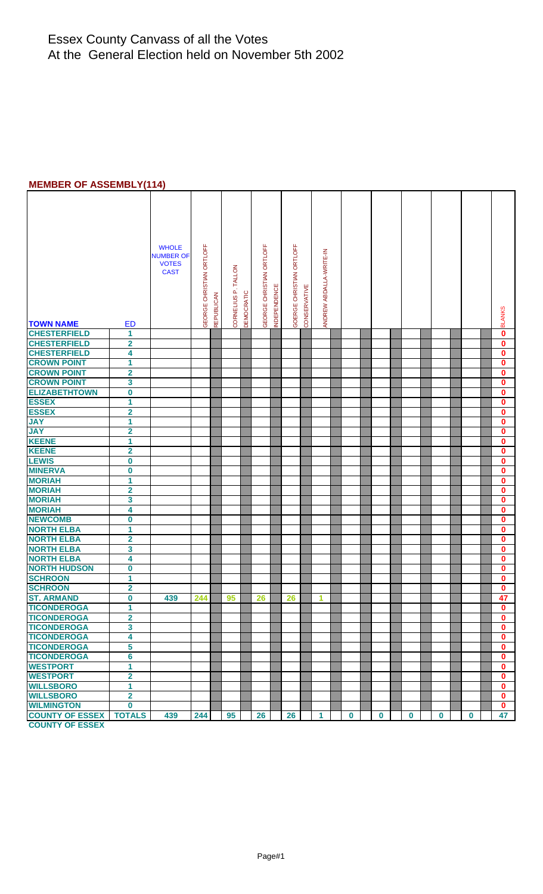# Essex County Canvass of all the Votes
At the General Election held on November 5th 2002

## MEMBER OF ASSEMBLY(114)

| TOWN NAME | ED | WHOLE NUMBER OF VOTES CAST | GEORGE CHRISTIAN ORTLOFF | REPUBLICAN | CORNELIUS P. TALLON | DEMOCRATIC | GEORGE CHRISTIAN ORTLOFF | INDEPENDENCE | GOERGE CHRISTIAN ORTLOFF | CONSERVATIVE | ANDREW ABDALLA-WRITE-IN | | | | | | | | | | | | | BLANKS |
|---|---|---|---|---|---|---|---|---|---|---|---|---|---|---|---|---|---|---|---|---|---|---|---|---|
| CHESTERFIELD | 1 | | | | | | | | | | | | | | | | | | | | | | | 0 |
| CHESTERFIELD | 2 | | | | | | | | | | | | | | | | | | | | | | | 0 |
| CHESTERFIELD | 4 | | | | | | | | | | | | | | | | | | | | | | | 0 |
| CROWN POINT | 1 | | | | | | | | | | | | | | | | | | | | | | | 0 |
| CROWN POINT | 2 | | | | | | | | | | | | | | | | | | | | | | | 0 |
| CROWN POINT | 3 | | | | | | | | | | | | | | | | | | | | | | | 0 |
| ELIZABETHTOWN | 0 | | | | | | | | | | | | | | | | | | | | | | | 0 |
| ESSEX | 1 | | | | | | | | | | | | | | | | | | | | | | | 0 |
| ESSEX | 2 | | | | | | | | | | | | | | | | | | | | | | | 0 |
| JAY | 1 | | | | | | | | | | | | | | | | | | | | | | | 0 |
| JAY | 2 | | | | | | | | | | | | | | | | | | | | | | | 0 |
| KEENE | 1 | | | | | | | | | | | | | | | | | | | | | | | 0 |
| KEENE | 2 | | | | | | | | | | | | | | | | | | | | | | | 0 |
| LEWIS | 0 | | | | | | | | | | | | | | | | | | | | | | | 0 |
| MINERVA | 0 | | | | | | | | | | | | | | | | | | | | | | | 0 |
| MORIAH | 1 | | | | | | | | | | | | | | | | | | | | | | | 0 |
| MORIAH | 2 | | | | | | | | | | | | | | | | | | | | | | | 0 |
| MORIAH | 3 | | | | | | | | | | | | | | | | | | | | | | | 0 |
| MORIAH | 4 | | | | | | | | | | | | | | | | | | | | | | | 0 |
| NEWCOMB | 0 | | | | | | | | | | | | | | | | | | | | | | | 0 |
| NORTH ELBA | 1 | | | | | | | | | | | | | | | | | | | | | | | 0 |
| NORTH ELBA | 2 | | | | | | | | | | | | | | | | | | | | | | | 0 |
| NORTH ELBA | 3 | | | | | | | | | | | | | | | | | | | | | | | 0 |
| NORTH ELBA | 4 | | | | | | | | | | | | | | | | | | | | | | | 0 |
| NORTH HUDSON | 0 | | | | | | | | | | | | | | | | | | | | | | | 0 |
| SCHROON | 1 | | | | | | | | | | | | | | | | | | | | | | | 0 |
| SCHROON | 2 | | | | | | | | | | | | | | | | | | | | | | | 0 |
| ST. ARMAND | 0 | 439 | 244 | | 95 | | 26 | | 26 | | 1 | | | | | | | | | | | | | 47 |
| TICONDEROGA | 1 | | | | | | | | | | | | | | | | | | | | | | | 0 |
| TICONDEROGA | 2 | | | | | | | | | | | | | | | | | | | | | | | 0 |
| TICONDEROGA | 3 | | | | | | | | | | | | | | | | | | | | | | | 0 |
| TICONDEROGA | 4 | | | | | | | | | | | | | | | | | | | | | | | 0 |
| TICONDEROGA | 5 | | | | | | | | | | | | | | | | | | | | | | | 0 |
| TICONDEROGA | 6 | | | | | | | | | | | | | | | | | | | | | | | 0 |
| WESTPORT | 1 | | | | | | | | | | | | | | | | | | | | | | | 0 |
| WESTPORT | 2 | | | | | | | | | | | | | | | | | | | | | | | 0 |
| WILLSBORO | 1 | | | | | | | | | | | | | | | | | | | | | | | 0 |
| WILLSBORO | 2 | | | | | | | | | | | | | | | | | | | | | | | 0 |
| WILMINGTON | 0 | | | | | | | | | | | | | | | | | | | | | | | 0 |
| COUNTY OF ESSEX | TOTALS | 439 | 244 | | 95 | | 26 | | 26 | | 1 | | 0 | | 0 | | 0 | | 0 | | 0 | | | 47 |

COUNTY OF ESSEX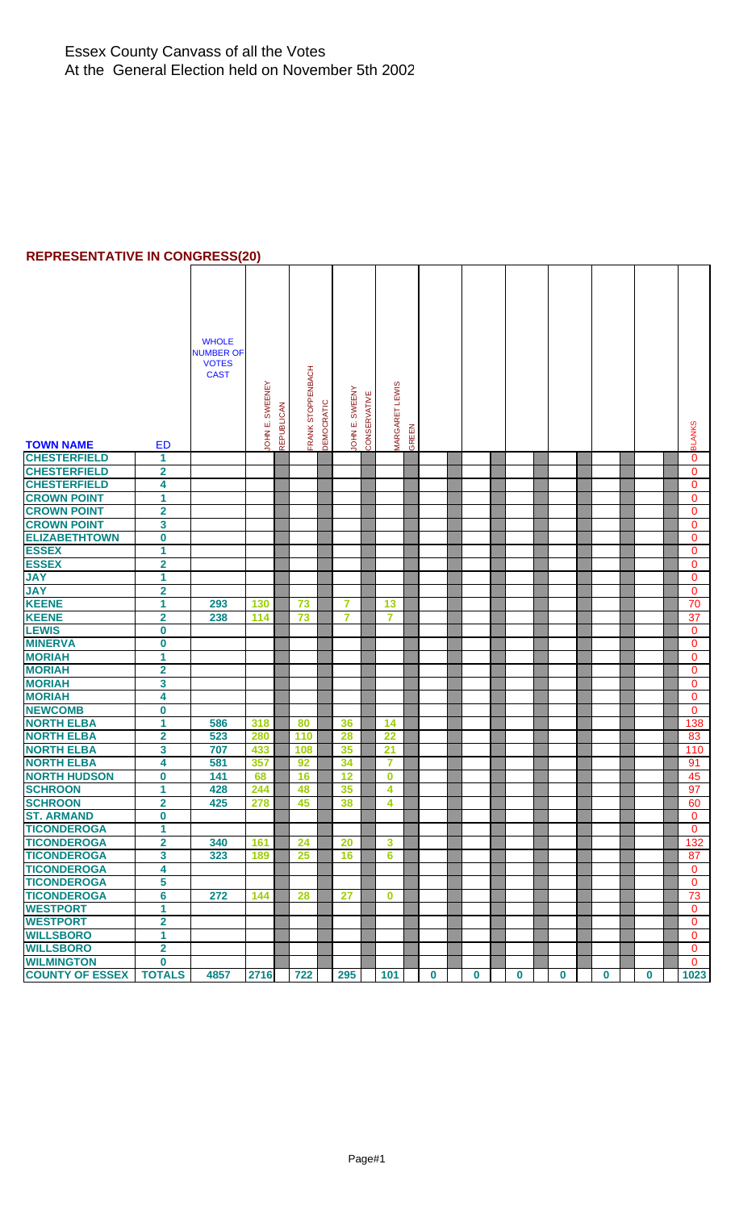Essex County Canvass of all the Votes
At the General Election held on November 5th 2002

**REPRESENTATIVE IN CONGRESS(20)**

| TOWN NAME | ED | WHOLE NUMBER OF VOTES CAST | JOHN E. SWEENEY REPUBLICAN | FRANK STOPPENBACH DEMOCRATIC | JOHN E. SWEENY CONSERVATIVE | MARGARET LEWIS GREEN | | | | | | | BLANKS |
|---|---|---|---|---|---|---|---|---|---|---|---|---|---|
| CHESTERFIELD | 1 | | | | | | | | | | | | 0 |
| CHESTERFIELD | 2 | | | | | | | | | | | | 0 |
| CHESTERFIELD | 4 | | | | | | | | | | | | 0 |
| CROWN POINT | 1 | | | | | | | | | | | | 0 |
| CROWN POINT | 2 | | | | | | | | | | | | 0 |
| CROWN POINT | 3 | | | | | | | | | | | | 0 |
| ELIZABETHTOWN | 0 | | | | | | | | | | | | 0 |
| ESSEX | 1 | | | | | | | | | | | | 0 |
| ESSEX | 2 | | | | | | | | | | | | 0 |
| JAY | 1 | | | | | | | | | | | | 0 |
| JAY | 2 | | | | | | | | | | | | 0 |
| KEENE | 1 | 293 | 130 | 73 | 7 | 13 | | | | | | | 70 |
| KEENE | 2 | 238 | 114 | 73 | 7 | 7 | | | | | | | 37 |
| LEWIS | 0 | | | | | | | | | | | | 0 |
| MINERVA | 0 | | | | | | | | | | | | 0 |
| MORIAH | 1 | | | | | | | | | | | | 0 |
| MORIAH | 2 | | | | | | | | | | | | 0 |
| MORIAH | 3 | | | | | | | | | | | | 0 |
| MORIAH | 4 | | | | | | | | | | | | 0 |
| NEWCOMB | 0 | | | | | | | | | | | | 0 |
| NORTH ELBA | 1 | 586 | 318 | 80 | 36 | 14 | | | | | | | 138 |
| NORTH ELBA | 2 | 523 | 280 | 110 | 28 | 22 | | | | | | | 83 |
| NORTH ELBA | 3 | 707 | 433 | 108 | 35 | 21 | | | | | | | 110 |
| NORTH ELBA | 4 | 581 | 357 | 92 | 34 | 7 | | | | | | | 91 |
| NORTH HUDSON | 0 | 141 | 68 | 16 | 12 | 0 | | | | | | | 45 |
| SCHROON | 1 | 428 | 244 | 48 | 35 | 4 | | | | | | | 97 |
| SCHROON | 2 | 425 | 278 | 45 | 38 | 4 | | | | | | | 60 |
| ST. ARMAND | 0 | | | | | | | | | | | | 0 |
| TICONDEROGA | 1 | | | | | | | | | | | | 0 |
| TICONDEROGA | 2 | 340 | 161 | 24 | 20 | 3 | | | | | | | 132 |
| TICONDEROGA | 3 | 323 | 189 | 25 | 16 | 6 | | | | | | | 87 |
| TICONDEROGA | 4 | | | | | | | | | | | | 0 |
| TICONDEROGA | 5 | | | | | | | | | | | | 0 |
| TICONDEROGA | 6 | 272 | 144 | 28 | 27 | 0 | | | | | | | 73 |
| WESTPORT | 1 | | | | | | | | | | | | 0 |
| WESTPORT | 2 | | | | | | | | | | | | 0 |
| WILLSBORO | 1 | | | | | | | | | | | | 0 |
| WILLSBORO | 2 | | | | | | | | | | | | 0 |
| WILMINGTON | 0 | | | | | | | | | | | | 0 |
| COUNTY OF ESSEX | TOTALS | 4857 | 2716 | 722 | 295 | 101 | 0 | 0 | 0 | 0 | 0 | 0 | 1023 |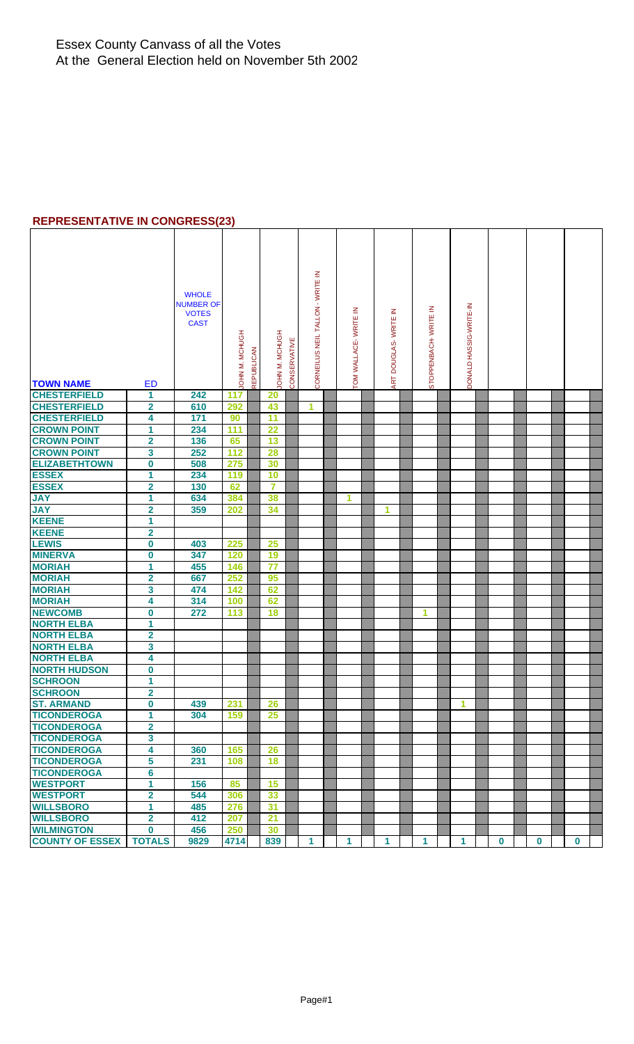Essex County Canvass of all the Votes
At the General Election held on November 5th 2002

## REPRESENTATIVE IN CONGRESS(23)

| TOWN NAME | ED | WHOLE NUMBER OF VOTES CAST | JOHN M. MCHUGH REPUBLICAN | JOHN M. MCHUGH CONSERVATIVE | CORNEILUS NEIL TALLON - WRITE IN | TOM WALLACE- WRITE IN | ART DOUGLAS- WRITE IN | STOPPENBACH- WRITE IN | DONALD HASSIG-WRITE-IN | | | |
|---|---|---|---|---|---|---|---|---|---|---|---|---|
| CHESTERFIELD | 1 | 242 | 117 | 20 | | | | | | | | |
| CHESTERFIELD | 2 | 610 | 292 | 43 | 1 | | | | | | | |
| CHESTERFIELD | 4 | 171 | 90 | 11 | | | | | | | | |
| CROWN POINT | 1 | 234 | 111 | 22 | | | | | | | | |
| CROWN POINT | 2 | 136 | 65 | 13 | | | | | | | | |
| CROWN POINT | 3 | 252 | 112 | 28 | | | | | | | | |
| ELIZABETHTOWN | 0 | 508 | 275 | 30 | | | | | | | | |
| ESSEX | 1 | 234 | 119 | 10 | | | | | | | | |
| ESSEX | 2 | 130 | 62 | 7 | | | | | | | | |
| JAY | 1 | 634 | 384 | 38 | | 1 | | | | | | |
| JAY | 2 | 359 | 202 | 34 | | | 1 | | | | | |
| KEENE | 1 | | | | | | | | | | | |
| KEENE | 2 | | | | | | | | | | | |
| LEWIS | 0 | 403 | 225 | 25 | | | | | | | | |
| MINERVA | 0 | 347 | 120 | 19 | | | | | | | | |
| MORIAH | 1 | 455 | 146 | 77 | | | | | | | | |
| MORIAH | 2 | 667 | 252 | 95 | | | | | | | | |
| MORIAH | 3 | 474 | 142 | 62 | | | | | | | | |
| MORIAH | 4 | 314 | 100 | 62 | | | | | | | | |
| NEWCOMB | 0 | 272 | 113 | 18 | | | | 1 | | | | |
| NORTH ELBA | 1 | | | | | | | | | | | |
| NORTH ELBA | 2 | | | | | | | | | | | |
| NORTH ELBA | 3 | | | | | | | | | | | |
| NORTH ELBA | 4 | | | | | | | | | | | |
| NORTH HUDSON | 0 | | | | | | | | | | | |
| SCHROON | 1 | | | | | | | | | | | |
| SCHROON | 2 | | | | | | | | | | | |
| ST. ARMAND | 0 | 439 | 231 | 26 | | | | | 1 | | | |
| TICONDEROGA | 1 | 304 | 159 | 25 | | | | | | | | |
| TICONDEROGA | 2 | | | | | | | | | | | |
| TICONDEROGA | 3 | | | | | | | | | | | |
| TICONDEROGA | 4 | 360 | 165 | 26 | | | | | | | | |
| TICONDEROGA | 5 | 231 | 108 | 18 | | | | | | | | |
| TICONDEROGA | 6 | | | | | | | | | | | |
| WESTPORT | 1 | 156 | 85 | 15 | | | | | | | | |
| WESTPORT | 2 | 544 | 306 | 33 | | | | | | | | |
| WILLSBORO | 1 | 485 | 276 | 31 | | | | | | | | |
| WILLSBORO | 2 | 412 | 207 | 21 | | | | | | | | |
| WILMINGTON | 0 | 456 | 250 | 30 | | | | | | | | |
| COUNTY OF ESSEX | TOTALS | 9829 | 4714 | 839 | 1 | 1 | 1 | 1 | 1 | 0 | 0 | 0 |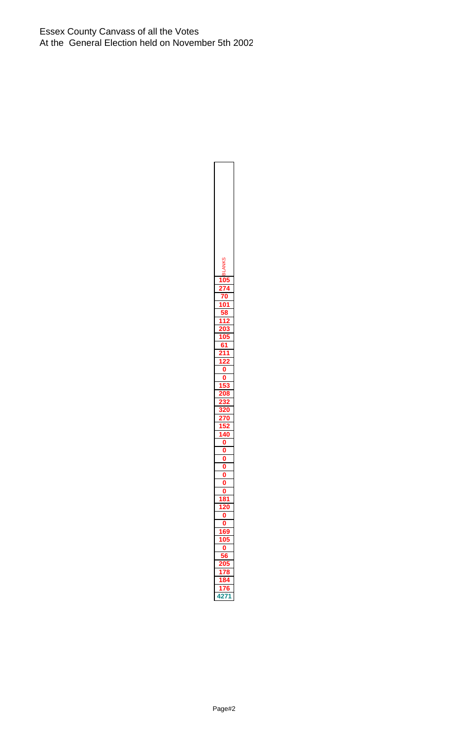Essex County Canvass of all the Votes
At the General Election held on November 5th 2002

| BLANKS |
|---|
| 105 |
| 274 |
| 70 |
| 101 |
| 58 |
| 112 |
| 203 |
| 105 |
| 61 |
| 211 |
| 122 |
| 0 |
| 0 |
| 153 |
| 208 |
| 232 |
| 320 |
| 270 |
| 152 |
| 140 |
| 0 |
| 0 |
| 0 |
| 0 |
| 0 |
| 0 |
| 0 |
| 181 |
| 120 |
| 0 |
| 0 |
| 169 |
| 105 |
| 0 |
| 56 |
| 205 |
| 178 |
| 184 |
| 176 |
| 4271 |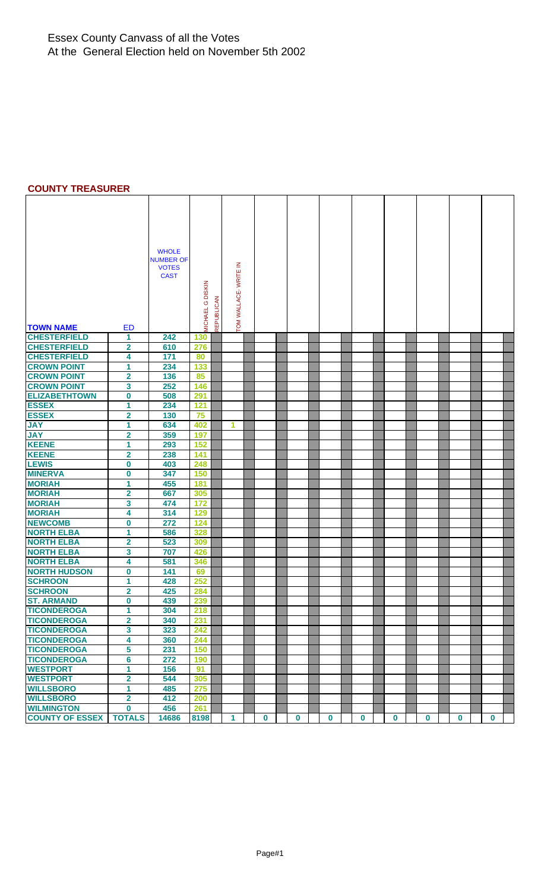Essex County Canvass of all the Votes
At the General Election held on November 5th 2002

## COUNTY TREASURER

| TOWN NAME | ED | WHOLE NUMBER OF VOTES CAST | MICHAEL G DISKIN REPUBLICAN | TOM WALLACE- WRITE IN | | | | | | | | |
|---|---|---|---|---|---|---|---|---|---|---|---|---|
| CHESTERFIELD | 1 | 242 | 130 | | | | | | | | | |
| CHESTERFIELD | 2 | 610 | 276 | | | | | | | | | |
| CHESTERFIELD | 4 | 171 | 80 | | | | | | | | | |
| CROWN POINT | 1 | 234 | 133 | | | | | | | | | |
| CROWN POINT | 2 | 136 | 85 | | | | | | | | | |
| CROWN POINT | 3 | 252 | 146 | | | | | | | | | |
| ELIZABETHTOWN | 0 | 508 | 291 | | | | | | | | | |
| ESSEX | 1 | 234 | 121 | | | | | | | | | |
| ESSEX | 2 | 130 | 75 | | | | | | | | | |
| JAY | 1 | 634 | 402 | 1 | | | | | | | | |
| JAY | 2 | 359 | 197 | | | | | | | | | |
| KEENE | 1 | 293 | 152 | | | | | | | | | |
| KEENE | 2 | 238 | 141 | | | | | | | | | |
| LEWIS | 0 | 403 | 248 | | | | | | | | | |
| MINERVA | 0 | 347 | 150 | | | | | | | | | |
| MORIAH | 1 | 455 | 181 | | | | | | | | | |
| MORIAH | 2 | 667 | 305 | | | | | | | | | |
| MORIAH | 3 | 474 | 172 | | | | | | | | | |
| MORIAH | 4 | 314 | 129 | | | | | | | | | |
| NEWCOMB | 0 | 272 | 124 | | | | | | | | | |
| NORTH ELBA | 1 | 586 | 328 | | | | | | | | | |
| NORTH ELBA | 2 | 523 | 309 | | | | | | | | | |
| NORTH ELBA | 3 | 707 | 426 | | | | | | | | | |
| NORTH ELBA | 4 | 581 | 346 | | | | | | | | | |
| NORTH HUDSON | 0 | 141 | 69 | | | | | | | | | |
| SCHROON | 1 | 428 | 252 | | | | | | | | | |
| SCHROON | 2 | 425 | 284 | | | | | | | | | |
| ST. ARMAND | 0 | 439 | 239 | | | | | | | | | |
| TICONDEROGA | 1 | 304 | 218 | | | | | | | | | |
| TICONDEROGA | 2 | 340 | 231 | | | | | | | | | |
| TICONDEROGA | 3 | 323 | 242 | | | | | | | | | |
| TICONDEROGA | 4 | 360 | 244 | | | | | | | | | |
| TICONDEROGA | 5 | 231 | 150 | | | | | | | | | |
| TICONDEROGA | 6 | 272 | 190 | | | | | | | | | |
| WESTPORT | 1 | 156 | 91 | | | | | | | | | |
| WESTPORT | 2 | 544 | 305 | | | | | | | | | |
| WILLSBORO | 1 | 485 | 275 | | | | | | | | | |
| WILLSBORO | 2 | 412 | 200 | | | | | | | | | |
| WILMINGTON | 0 | 456 | 261 | | | | | | | | | |
| COUNTY OF ESSEX | TOTALS | 14686 | 8198 | 1 | 0 | 0 | 0 | 0 | 0 | 0 | 0 | 0 |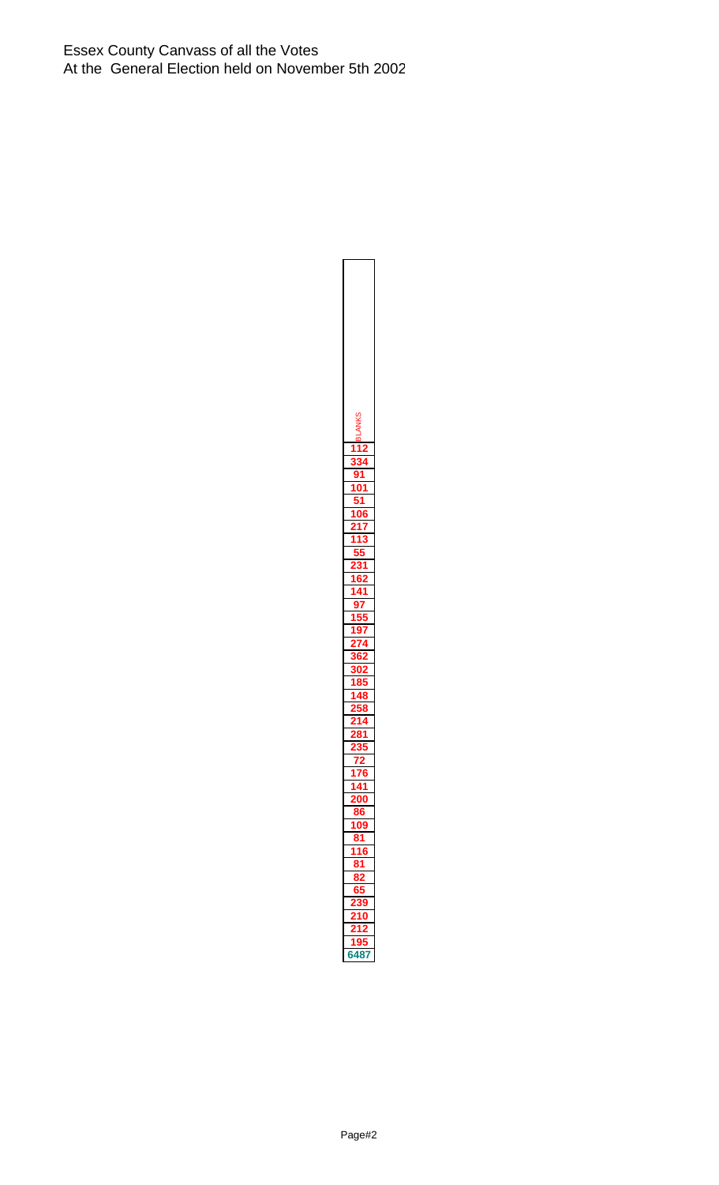Essex County Canvass of all the Votes
At the General Election held on November 5th 2002

| BLANKS |
|---|
| 112 |
| 334 |
| 91 |
| 101 |
| 51 |
| 106 |
| 217 |
| 113 |
| 55 |
| 231 |
| 162 |
| 141 |
| 97 |
| 155 |
| 197 |
| 274 |
| 362 |
| 302 |
| 185 |
| 148 |
| 258 |
| 214 |
| 281 |
| 235 |
| 72 |
| 176 |
| 141 |
| 200 |
| 86 |
| 109 |
| 81 |
| 116 |
| 81 |
| 82 |
| 65 |
| 239 |
| 210 |
| 212 |
| 195 |
| 6487 |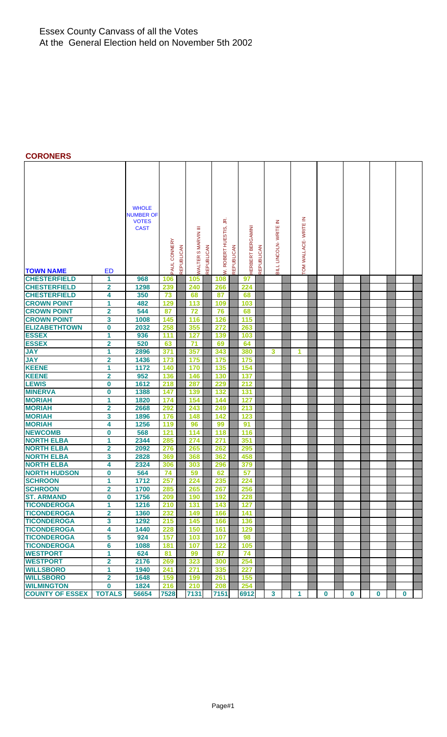Essex County Canvass of all the Votes
At the General Election held on November 5th 2002

**CORONERS**

| TOWN NAME | ED | WHOLE NUMBER OF VOTES CAST | PAUL CONNERY | REPUBLICAN | WALTER S MARVIN III | REPUBLICAN | W. ROBERT HUESTIS, JR. | REPUBLICAN | HERBERT BERGAMINI | REPUBLICAN | BILL LINCOLN- WRITE IN | | TOM WALLACE- WRITE IN | | | | | | | | | |
|---|---|---|---|---|---|---|---|---|---|---|---|---|---|---|---|---|---|---|---|---|---|---|
| CHESTERFIELD | 1 | 968 | 106 | | 105 | | 108 | | 97 | | | | | | | | | | | | | |
| CHESTERFIELD | 2 | 1298 | 239 | | 240 | | 266 | | 224 | | | | | | | | | | | | | |
| CHESTERFIELD | 4 | 350 | 73 | | 68 | | 87 | | 68 | | | | | | | | | | | | | |
| CROWN POINT | 1 | 482 | 129 | | 113 | | 109 | | 103 | | | | | | | | | | | | | |
| CROWN POINT | 2 | 544 | 87 | | 72 | | 76 | | 68 | | | | | | | | | | | | | |
| CROWN POINT | 3 | 1008 | 145 | | 116 | | 126 | | 115 | | | | | | | | | | | | | |
| ELIZABETHTOWN | 0 | 2032 | 258 | | 355 | | 272 | | 263 | | | | | | | | | | | | | |
| ESSEX | 1 | 936 | 111 | | 127 | | 139 | | 103 | | | | | | | | | | | | | |
| ESSEX | 2 | 520 | 63 | | 71 | | 69 | | 64 | | | | | | | | | | | | | |
| JAY | 1 | 2896 | 371 | | 357 | | 343 | | 380 | | 3 | | 1 | | | | | | | | | |
| JAY | 2 | 1436 | 173 | | 175 | | 175 | | 175 | | | | | | | | | | | | | |
| KEENE | 1 | 1172 | 140 | | 170 | | 135 | | 154 | | | | | | | | | | | | | |
| KEENE | 2 | 952 | 136 | | 146 | | 130 | | 137 | | | | | | | | | | | | | |
| LEWIS | 0 | 1612 | 218 | | 287 | | 229 | | 212 | | | | | | | | | | | | | |
| MINERVA | 0 | 1388 | 147 | | 139 | | 132 | | 131 | | | | | | | | | | | | | |
| MORIAH | 1 | 1820 | 174 | | 154 | | 144 | | 127 | | | | | | | | | | | | | |
| MORIAH | 2 | 2668 | 292 | | 243 | | 249 | | 213 | | | | | | | | | | | | | |
| MORIAH | 3 | 1896 | 176 | | 148 | | 142 | | 123 | | | | | | | | | | | | | |
| MORIAH | 4 | 1256 | 119 | | 96 | | 99 | | 91 | | | | | | | | | | | | | |
| NEWCOMB | 0 | 568 | 121 | | 114 | | 118 | | 116 | | | | | | | | | | | | | |
| NORTH ELBA | 1 | 2344 | 285 | | 274 | | 271 | | 351 | | | | | | | | | | | | | |
| NORTH ELBA | 2 | 2092 | 276 | | 265 | | 262 | | 295 | | | | | | | | | | | | | |
| NORTH ELBA | 3 | 2828 | 369 | | 368 | | 362 | | 458 | | | | | | | | | | | | | |
| NORTH ELBA | 4 | 2324 | 306 | | 303 | | 296 | | 379 | | | | | | | | | | | | | |
| NORTH HUDSON | 0 | 564 | 74 | | 59 | | 62 | | 57 | | | | | | | | | | | | | |
| SCHROON | 1 | 1712 | 257 | | 224 | | 235 | | 224 | | | | | | | | | | | | | |
| SCHROON | 2 | 1700 | 285 | | 265 | | 267 | | 256 | | | | | | | | | | | | | |
| ST. ARMAND | 0 | 1756 | 209 | | 190 | | 192 | | 228 | | | | | | | | | | | | | |
| TICONDEROGA | 1 | 1216 | 210 | | 131 | | 143 | | 127 | | | | | | | | | | | | | |
| TICONDEROGA | 2 | 1360 | 232 | | 149 | | 166 | | 141 | | | | | | | | | | | | | |
| TICONDEROGA | 3 | 1292 | 215 | | 145 | | 166 | | 136 | | | | | | | | | | | | | |
| TICONDEROGA | 4 | 1440 | 228 | | 150 | | 161 | | 129 | | | | | | | | | | | | | |
| TICONDEROGA | 5 | 924 | 157 | | 103 | | 107 | | 98 | | | | | | | | | | | | | |
| TICONDEROGA | 6 | 1088 | 181 | | 107 | | 122 | | 105 | | | | | | | | | | | | | |
| WESTPORT | 1 | 624 | 81 | | 99 | | 87 | | 74 | | | | | | | | | | | | | |
| WESTPORT | 2 | 2176 | 269 | | 323 | | 300 | | 254 | | | | | | | | | | | | | |
| WILLSBORO | 1 | 1940 | 241 | | 271 | | 335 | | 227 | | | | | | | | | | | | | |
| WILLSBORO | 2 | 1648 | 159 | | 199 | | 261 | | 155 | | | | | | | | | | | | | |
| WILMINGTON | 0 | 1824 | 216 | | 210 | | 208 | | 254 | | | | | | | | | | | | | |
| COUNTY OF ESSEX | TOTALS | 56654 | 7528 | | 7131 | | 7151 | | 6912 | | 3 | | 1 | | 0 | | 0 | | 0 | | 0 | |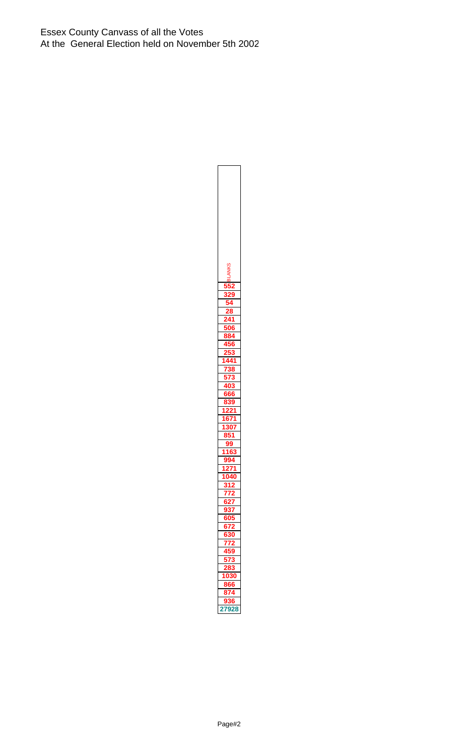Essex County Canvass of all the Votes
At the General Election held on November 5th 2002

| BLANKS |
|---|
| 552 |
| 329 |
| 54 |
| 28 |
| 241 |
| 506 |
| 884 |
| 456 |
| 253 |
| 1441 |
| 738 |
| 573 |
| 403 |
| 666 |
| 839 |
| 1221 |
| 1671 |
| 1307 |
| 851 |
| 99 |
| 1163 |
| 994 |
| 1271 |
| 1040 |
| 312 |
| 772 |
| 627 |
| 937 |
| 605 |
| 672 |
| 630 |
| 772 |
| 459 |
| 573 |
| 283 |
| 1030 |
| 866 |
| 874 |
| 936 |
| 27928 |